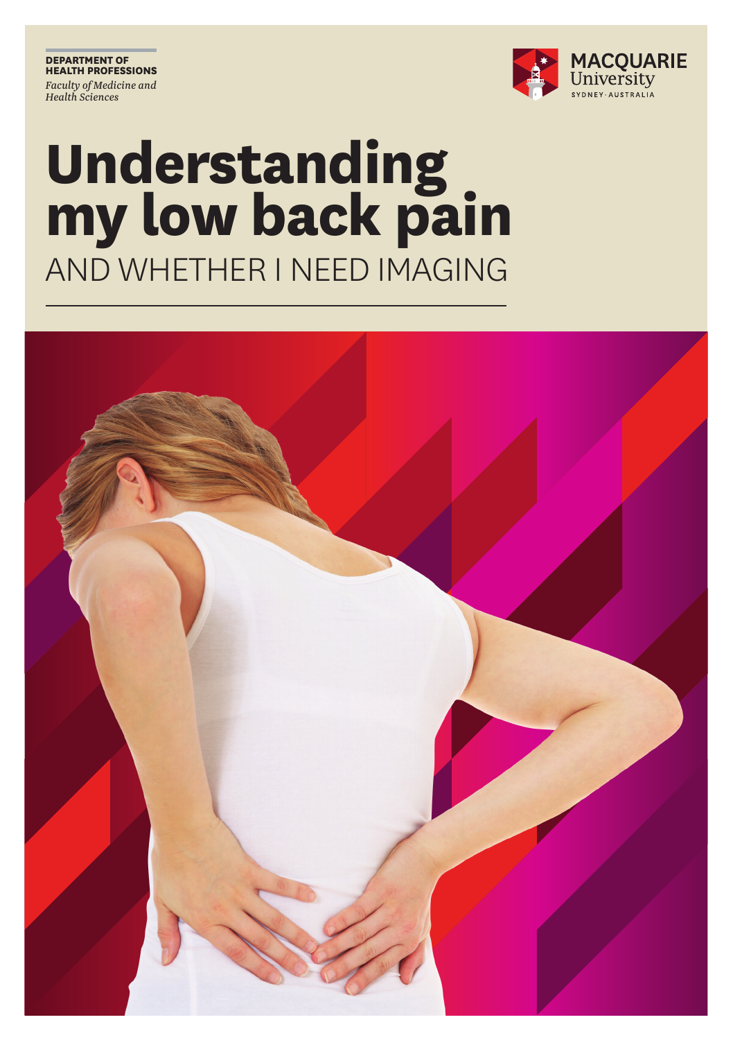**DEPARTMENT OF HEALTH PROFESSIONS**

*Faculty of Medicine and Health Sciences*

MACQUARIE University
SYDNEY · AUSTRALIA

# Understanding my low back pain

## AND WHETHER I NEED IMAGING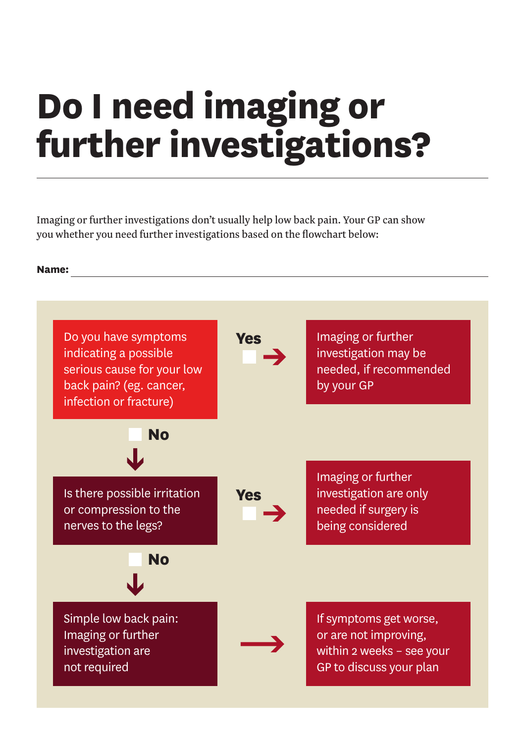# Do I need imaging or further investigations?

Imaging or further investigations don't usually help low back pain. Your GP can show you whether you need further investigations based on the flowchart below:

**Name:** ____________________

Do you have symptoms indicating a possible serious cause for your low back pain? (eg. cancer, infection or fracture)

- ☐ **Yes** → Imaging or further investigation may be needed, if recommended by your GP
- ☐ **No** ↓

Is there possible irritation or compression to the nerves to the legs?

- ☐ **Yes** → Imaging or further investigation are only needed if surgery is being considered
- ☐ **No** ↓

Simple low back pain: Imaging or further investigation are not required → If symptoms get worse, or are not improving, within 2 weeks – see your GP to discuss your plan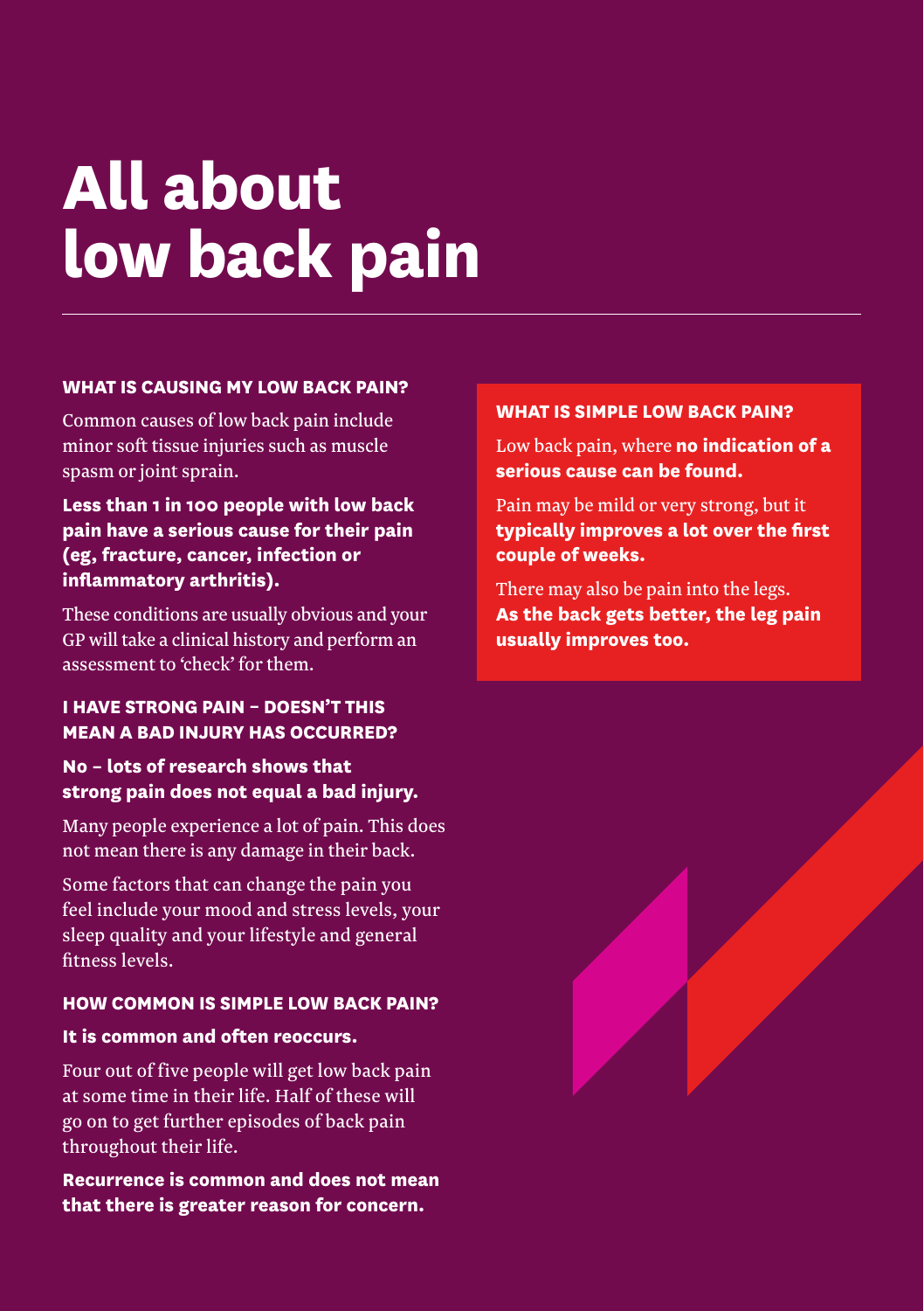# All about low back pain

### WHAT IS CAUSING MY LOW BACK PAIN?

Common causes of low back pain include minor soft tissue injuries such as muscle spasm or joint sprain.

**Less than 1 in 100 people with low back pain have a serious cause for their pain (eg, fracture, cancer, infection or inflammatory arthritis).**

These conditions are usually obvious and your GP will take a clinical history and perform an assessment to 'check' for them.

### I HAVE STRONG PAIN – DOESN'T THIS MEAN A BAD INJURY HAS OCCURRED?

**No – lots of research shows that strong pain does not equal a bad injury.**

Many people experience a lot of pain. This does not mean there is any damage in their back.

Some factors that can change the pain you feel include your mood and stress levels, your sleep quality and your lifestyle and general fitness levels.

### HOW COMMON IS SIMPLE LOW BACK PAIN?

**It is common and often reoccurs.**

Four out of five people will get low back pain at some time in their life. Half of these will go on to get further episodes of back pain throughout their life.

**Recurrence is common and does not mean that there is greater reason for concern.**

### WHAT IS SIMPLE LOW BACK PAIN?

Low back pain, where **no indication of a serious cause can be found.**

Pain may be mild or very strong, but it **typically improves a lot over the first couple of weeks.**

There may also be pain into the legs. **As the back gets better, the leg pain usually improves too.**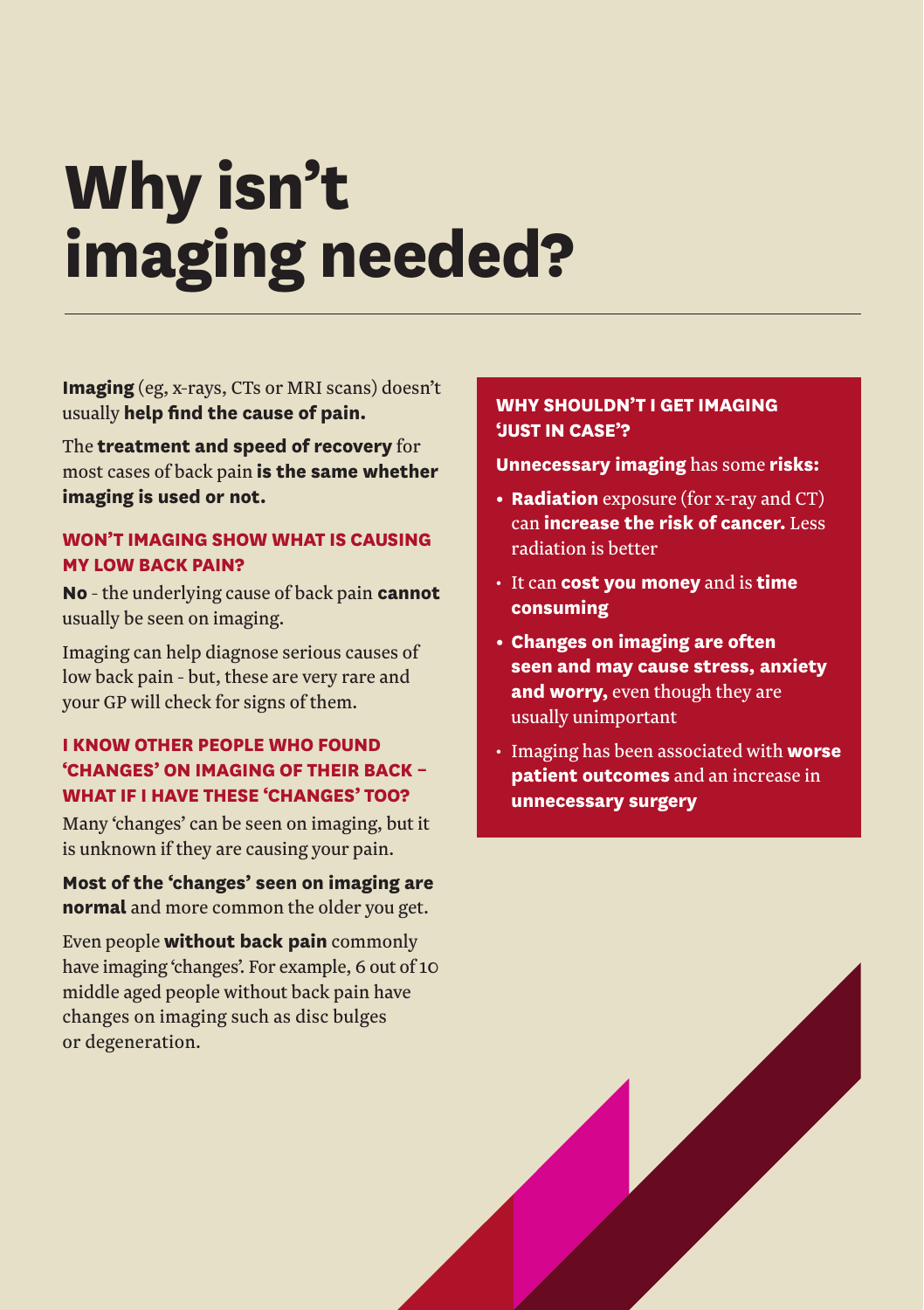# Why isn't imaging needed?

**Imaging** (eg, x-rays, CTs or MRI scans) doesn't usually **help find the cause of pain.**

The **treatment and speed of recovery** for most cases of back pain **is the same whether imaging is used or not.**

### WON'T IMAGING SHOW WHAT IS CAUSING MY LOW BACK PAIN?

**No** - the underlying cause of back pain **cannot** usually be seen on imaging.

Imaging can help diagnose serious causes of low back pain - but, these are very rare and your GP will check for signs of them.

### I KNOW OTHER PEOPLE WHO FOUND 'CHANGES' ON IMAGING OF THEIR BACK – WHAT IF I HAVE THESE 'CHANGES' TOO?

Many 'changes' can be seen on imaging, but it is unknown if they are causing your pain.

**Most of the 'changes' seen on imaging are normal** and more common the older you get.

Even people **without back pain** commonly have imaging 'changes'. For example, 6 out of 10 middle aged people without back pain have changes on imaging such as disc bulges or degeneration.

### WHY SHOULDN'T I GET IMAGING 'JUST IN CASE'?

**Unnecessary imaging** has some **risks:**

- **Radiation** exposure (for x-ray and CT) can **increase the risk of cancer.** Less radiation is better
- It can **cost you money** and is **time consuming**
- **Changes on imaging are often seen and may cause stress, anxiety and worry,** even though they are usually unimportant
- Imaging has been associated with **worse patient outcomes** and an increase in **unnecessary surgery**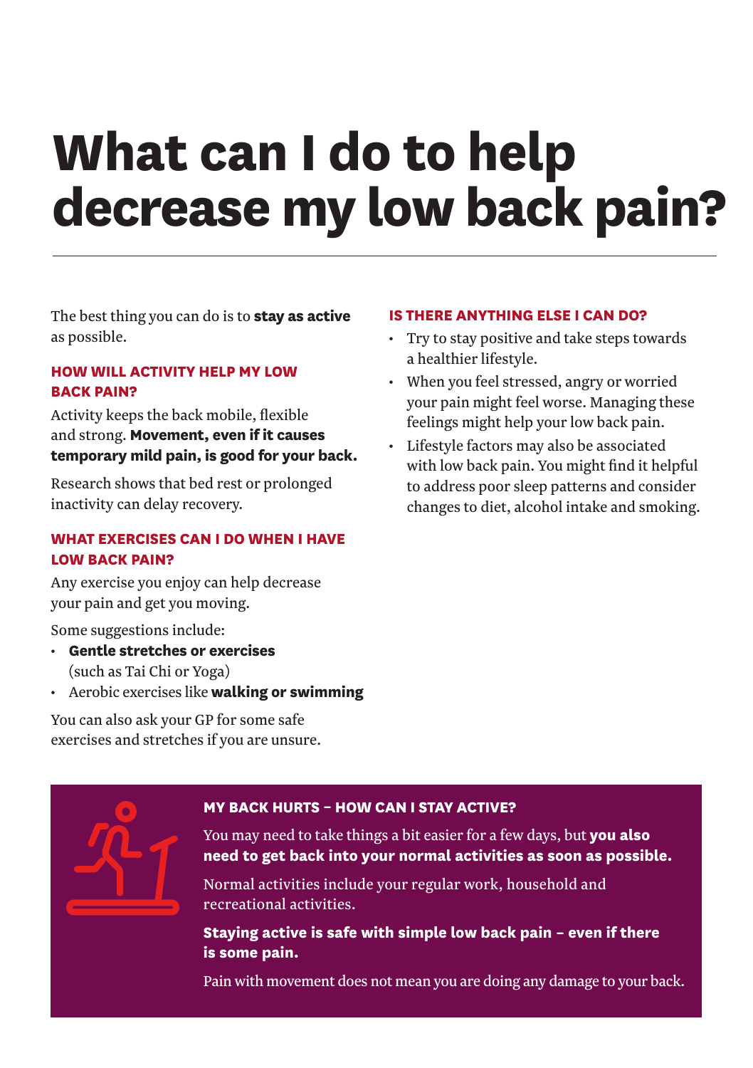# What can I do to help decrease my low back pain?

The best thing you can do is to **stay as active** as possible.

### HOW WILL ACTIVITY HELP MY LOW BACK PAIN?

Activity keeps the back mobile, flexible and strong. **Movement, even if it causes temporary mild pain, is good for your back.**

Research shows that bed rest or prolonged inactivity can delay recovery.

### WHAT EXERCISES CAN I DO WHEN I HAVE LOW BACK PAIN?

Any exercise you enjoy can help decrease your pain and get you moving.

Some suggestions include:

- **Gentle stretches or exercises** (such as Tai Chi or Yoga)
- Aerobic exercises like **walking or swimming**

You can also ask your GP for some safe exercises and stretches if you are unsure.

### IS THERE ANYTHING ELSE I CAN DO?

- Try to stay positive and take steps towards a healthier lifestyle.
- When you feel stressed, angry or worried your pain might feel worse. Managing these feelings might help your low back pain.
- Lifestyle factors may also be associated with low back pain. You might find it helpful to address poor sleep patterns and consider changes to diet, alcohol intake and smoking.

### MY BACK HURTS – HOW CAN I STAY ACTIVE?

You may need to take things a bit easier for a few days, but **you also need to get back into your normal activities as soon as possible.**

Normal activities include your regular work, household and recreational activities.

**Staying active is safe with simple low back pain – even if there is some pain.**

Pain with movement does not mean you are doing any damage to your back.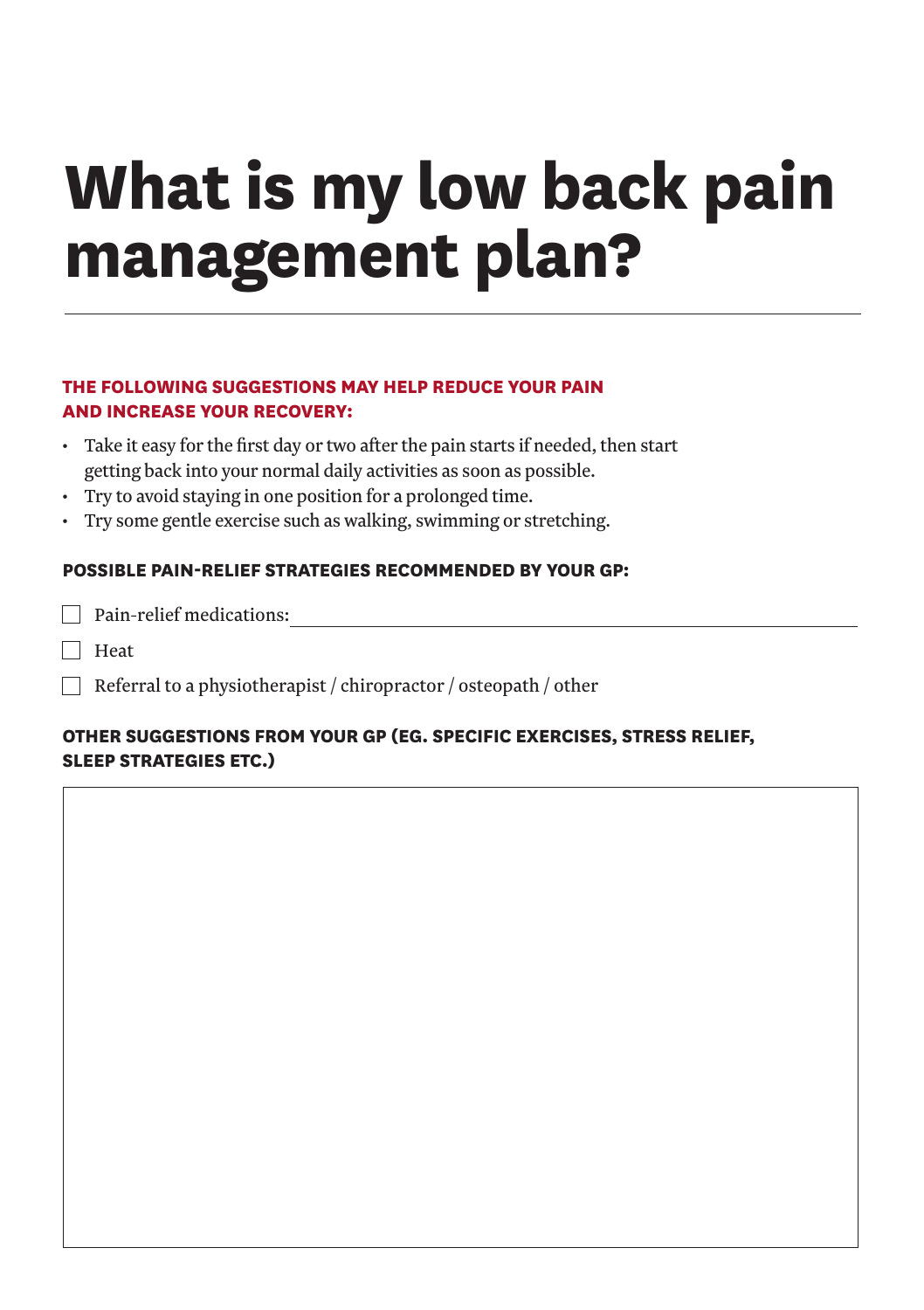# What is my low back pain management plan?

---

**THE FOLLOWING SUGGESTIONS MAY HELP REDUCE YOUR PAIN AND INCREASE YOUR RECOVERY:**

- Take it easy for the first day or two after the pain starts if needed, then start getting back into your normal daily activities as soon as possible.
- Try to avoid staying in one position for a prolonged time.
- Try some gentle exercise such as walking, swimming or stretching.

**POSSIBLE PAIN-RELIEF STRATEGIES RECOMMENDED BY YOUR GP:**

- [ ] Pain-relief medications: ______________________________
- [ ] Heat
- [ ] Referral to a physiotherapist / chiropractor / osteopath / other

**OTHER SUGGESTIONS FROM YOUR GP (EG. SPECIFIC EXERCISES, STRESS RELIEF, SLEEP STRATEGIES ETC.)**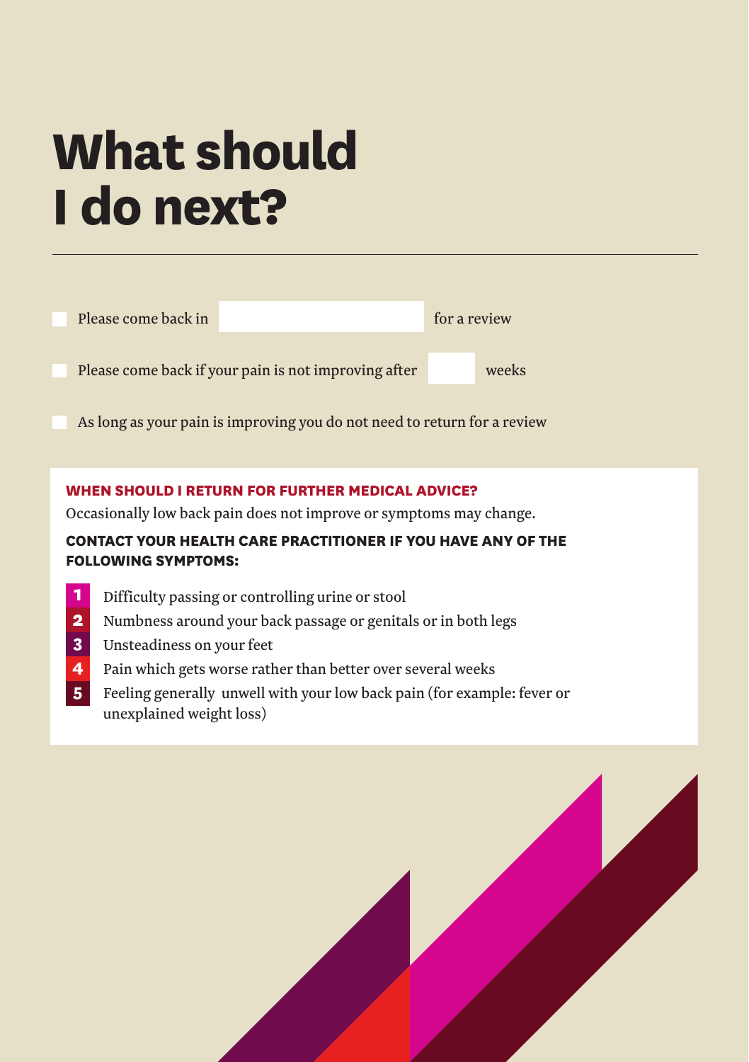# What should I do next?

- [ ] Please come back in ____________ for a review
- [ ] Please come back if your pain is not improving after ______ weeks
- [ ] As long as your pain is improving you do not need to return for a review

**WHEN SHOULD I RETURN FOR FURTHER MEDICAL ADVICE?**

Occasionally low back pain does not improve or symptoms may change.

**CONTACT YOUR HEALTH CARE PRACTITIONER IF YOU HAVE ANY OF THE FOLLOWING SYMPTOMS:**

1. Difficulty passing or controlling urine or stool
2. Numbness around your back passage or genitals or in both legs
3. Unsteadiness on your feet
4. Pain which gets worse rather than better over several weeks
5. Feeling generally unwell with your low back pain (for example: fever or unexplained weight loss)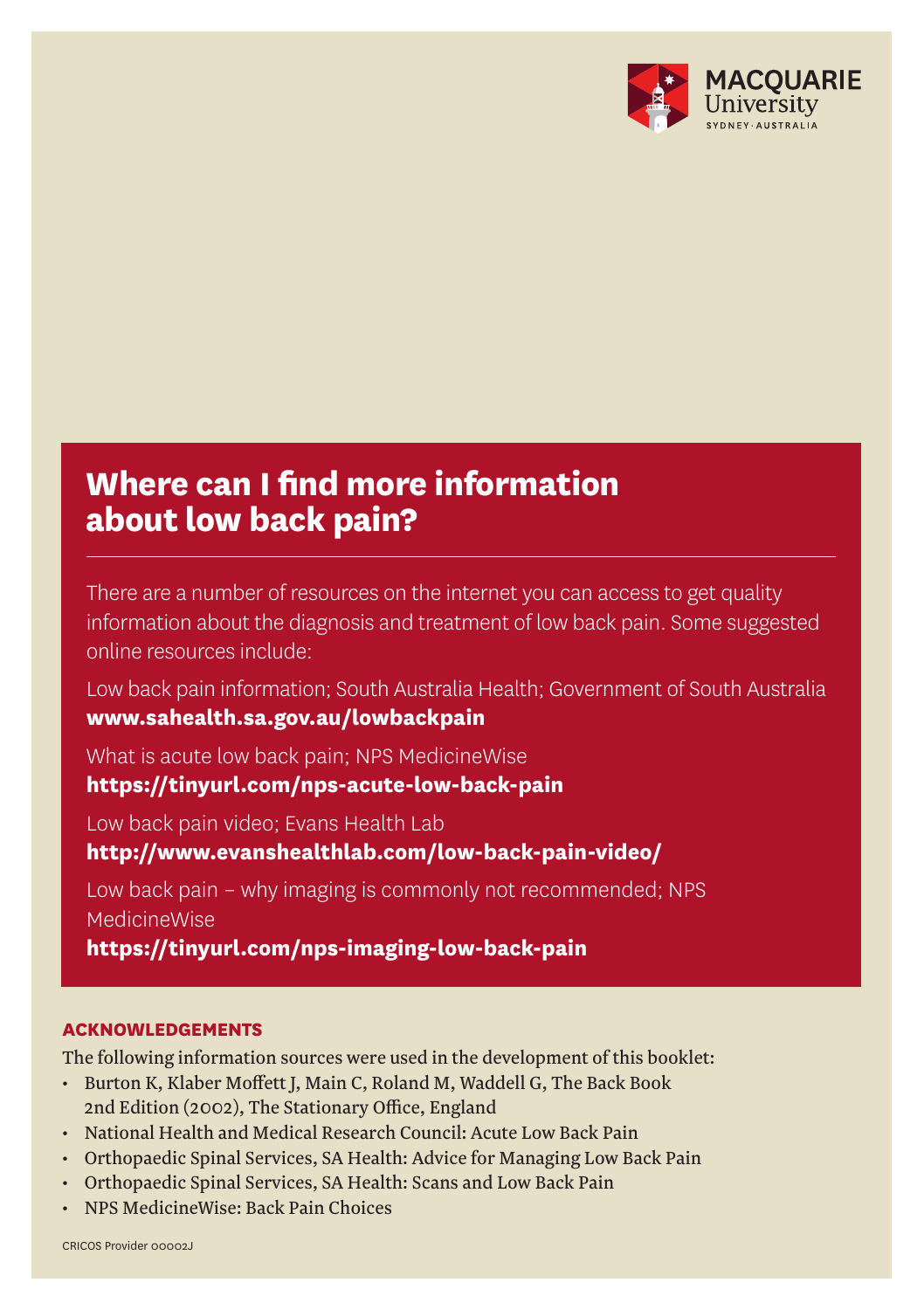MACQUARIE University SYDNEY·AUSTRALIA

## Where can I find more information about low back pain?

There are a number of resources on the internet you can access to get quality information about the diagnosis and treatment of low back pain. Some suggested online resources include:

Low back pain information; South Australia Health; Government of South Australia
**www.sahealth.sa.gov.au/lowbackpain**

What is acute low back pain; NPS MedicineWise
**https://tinyurl.com/nps-acute-low-back-pain**

Low back pain video; Evans Health Lab
**http://www.evanshealthlab.com/low-back-pain-video/**

Low back pain – why imaging is commonly not recommended; NPS MedicineWise
**https://tinyurl.com/nps-imaging-low-back-pain**

### ACKNOWLEDGEMENTS

The following information sources were used in the development of this booklet:

- Burton K, Klaber Moffett J, Main C, Roland M, Waddell G, The Back Book 2nd Edition (2002), The Stationary Office, England
- National Health and Medical Research Council: Acute Low Back Pain
- Orthopaedic Spinal Services, SA Health: Advice for Managing Low Back Pain
- Orthopaedic Spinal Services, SA Health: Scans and Low Back Pain
- NPS MedicineWise: Back Pain Choices

CRICOS Provider 00002J